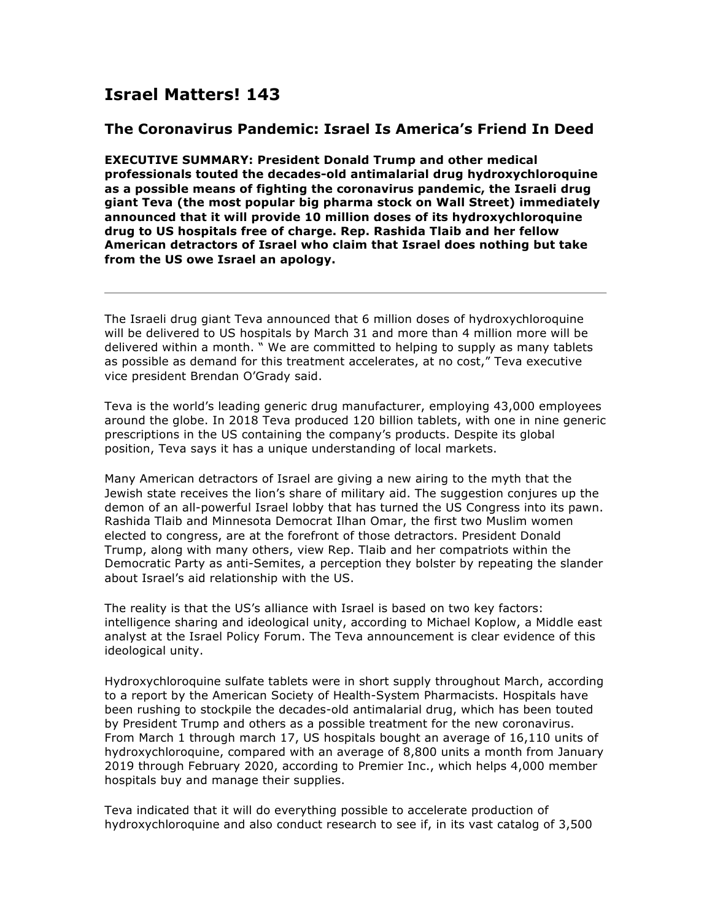# Israel Matters! 143

## The Coronavirus Pandemic: Israel Is America's Friend In Deed

**EXECUTIVE SUMMARY: President Donald Trump and other medical professionals touted the decades-old antimalarial drug hydroxychloroquine as a possible means of fighting the coronavirus pandemic, the Israeli drug giant Teva (the most popular big pharma stock on Wall Street) immediately announced that it will provide 10 million doses of its hydroxychloroquine drug to US hospitals free of charge. Rep. Rashida Tlaib and her fellow American detractors of Israel who claim that Israel does nothing but take from the US owe Israel an apology.**

---

The Israeli drug giant Teva announced that 6 million doses of hydroxychloroquine will be delivered to US hospitals by March 31 and more than 4 million more will be delivered within a month. " We are committed to helping to supply as many tablets as possible as demand for this treatment accelerates, at no cost," Teva executive vice president Brendan O'Grady said.

Teva is the world's leading generic drug manufacturer, employing 43,000 employees around the globe. In 2018 Teva produced 120 billion tablets, with one in nine generic prescriptions in the US containing the company's products. Despite its global position, Teva says it has a unique understanding of local markets.

Many American detractors of Israel are giving a new airing to the myth that the Jewish state receives the lion's share of military aid. The suggestion conjures up the demon of an all-powerful Israel lobby that has turned the US Congress into its pawn. Rashida Tlaib and Minnesota Democrat Ilhan Omar, the first two Muslim women elected to congress, are at the forefront of those detractors. President Donald Trump, along with many others, view Rep. Tlaib and her compatriots within the Democratic Party as anti-Semites, a perception they bolster by repeating the slander about Israel's aid relationship with the US.

The reality is that the US's alliance with Israel is based on two key factors: intelligence sharing and ideological unity, according to Michael Koplow, a Middle east analyst at the Israel Policy Forum. The Teva announcement is clear evidence of this ideological unity.

Hydroxychloroquine sulfate tablets were in short supply throughout March, according to a report by the American Society of Health-System Pharmacists. Hospitals have been rushing to stockpile the decades-old antimalarial drug, which has been touted by President Trump and others as a possible treatment for the new coronavirus. From March 1 through march 17, US hospitals bought an average of 16,110 units of hydroxychloroquine, compared with an average of 8,800 units a month from January 2019 through February 2020, according to Premier Inc., which helps 4,000 member hospitals buy and manage their supplies.

Teva indicated that it will do everything possible to accelerate production of hydroxychloroquine and also conduct research to see if, in its vast catalog of 3,500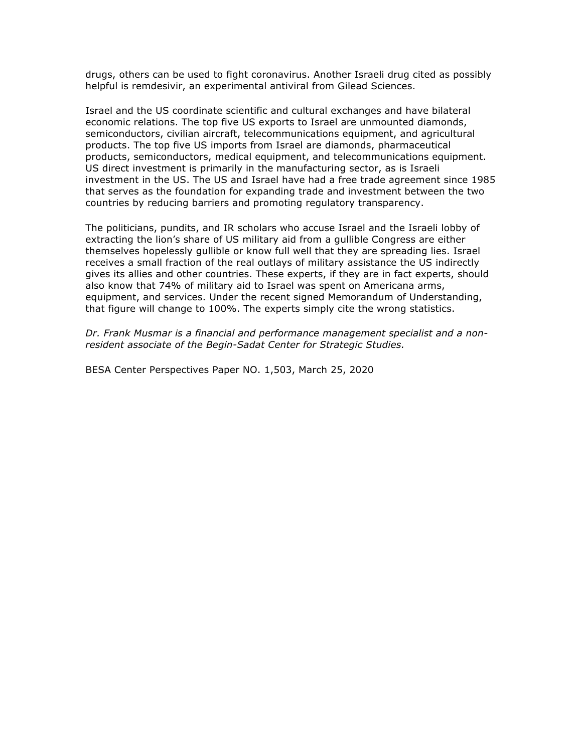drugs, others can be used to fight coronavirus. Another Israeli drug cited as possibly helpful is remdesivir, an experimental antiviral from Gilead Sciences.

Israel and the US coordinate scientific and cultural exchanges and have bilateral economic relations. The top five US exports to Israel are unmounted diamonds, semiconductors, civilian aircraft, telecommunications equipment, and agricultural products. The top five US imports from Israel are diamonds, pharmaceutical products, semiconductors, medical equipment, and telecommunications equipment. US direct investment is primarily in the manufacturing sector, as is Israeli investment in the US. The US and Israel have had a free trade agreement since 1985 that serves as the foundation for expanding trade and investment between the two countries by reducing barriers and promoting regulatory transparency.

The politicians, pundits, and IR scholars who accuse Israel and the Israeli lobby of extracting the lion's share of US military aid from a gullible Congress are either themselves hopelessly gullible or know full well that they are spreading lies. Israel receives a small fraction of the real outlays of military assistance the US indirectly gives its allies and other countries. These experts, if they are in fact experts, should also know that 74% of military aid to Israel was spent on Americana arms, equipment, and services. Under the recent signed Memorandum of Understanding, that figure will change to 100%. The experts simply cite the wrong statistics.

*Dr. Frank Musmar is a financial and performance management specialist and a non-resident associate of the Begin-Sadat Center for Strategic Studies.*

BESA Center Perspectives Paper NO. 1,503, March 25, 2020